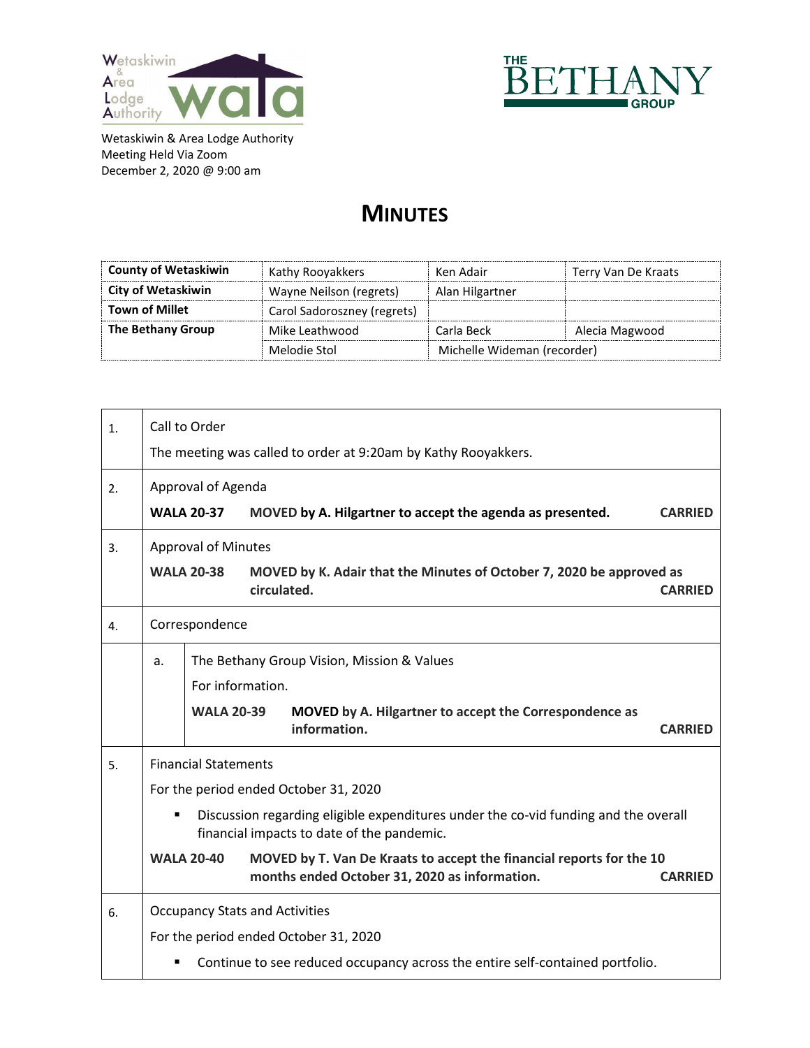Wetaskiwin & Area Lodge Authority
Meeting Held Via Zoom
December 2, 2020 @ 9:00 am

# MINUTES

| | | | |
|---|---|---|---|
| **County of Wetaskiwin** | Kathy Rooyakkers | Ken Adair | Terry Van De Kraats |
| **City of Wetaskiwin** | Wayne Neilson (regrets) | Alan Hilgartner | |
| **Town of Millet** | Carol Sadoroszney (regrets) | | |
| **The Bethany Group** | Mike Leathwood | Carla Beck | Alecia Magwood |
| | Melodie Stol | Michelle Wideman (recorder) | |

1. Call to Order

   The meeting was called to order at 9:20am by Kathy Rooyakkers.

2. Approval of Agenda

   **WALA 20-37** **MOVED by A. Hilgartner to accept the agenda as presented.** **CARRIED**

3. Approval of Minutes

   **WALA 20-38** **MOVED by K. Adair that the Minutes of October 7, 2020 be approved as circulated.** **CARRIED**

4. Correspondence

   a. The Bethany Group Vision, Mission & Values

   For information.

   **WALA 20-39** **MOVED by A. Hilgartner to accept the Correspondence as information.** **CARRIED**

5. Financial Statements

   For the period ended October 31, 2020

   - Discussion regarding eligible expenditures under the co-vid funding and the overall financial impacts to date of the pandemic.

   **WALA 20-40** **MOVED by T. Van De Kraats to accept the financial reports for the 10 months ended October 31, 2020 as information.** **CARRIED**

6. Occupancy Stats and Activities

   For the period ended October 31, 2020

   - Continue to see reduced occupancy across the entire self-contained portfolio.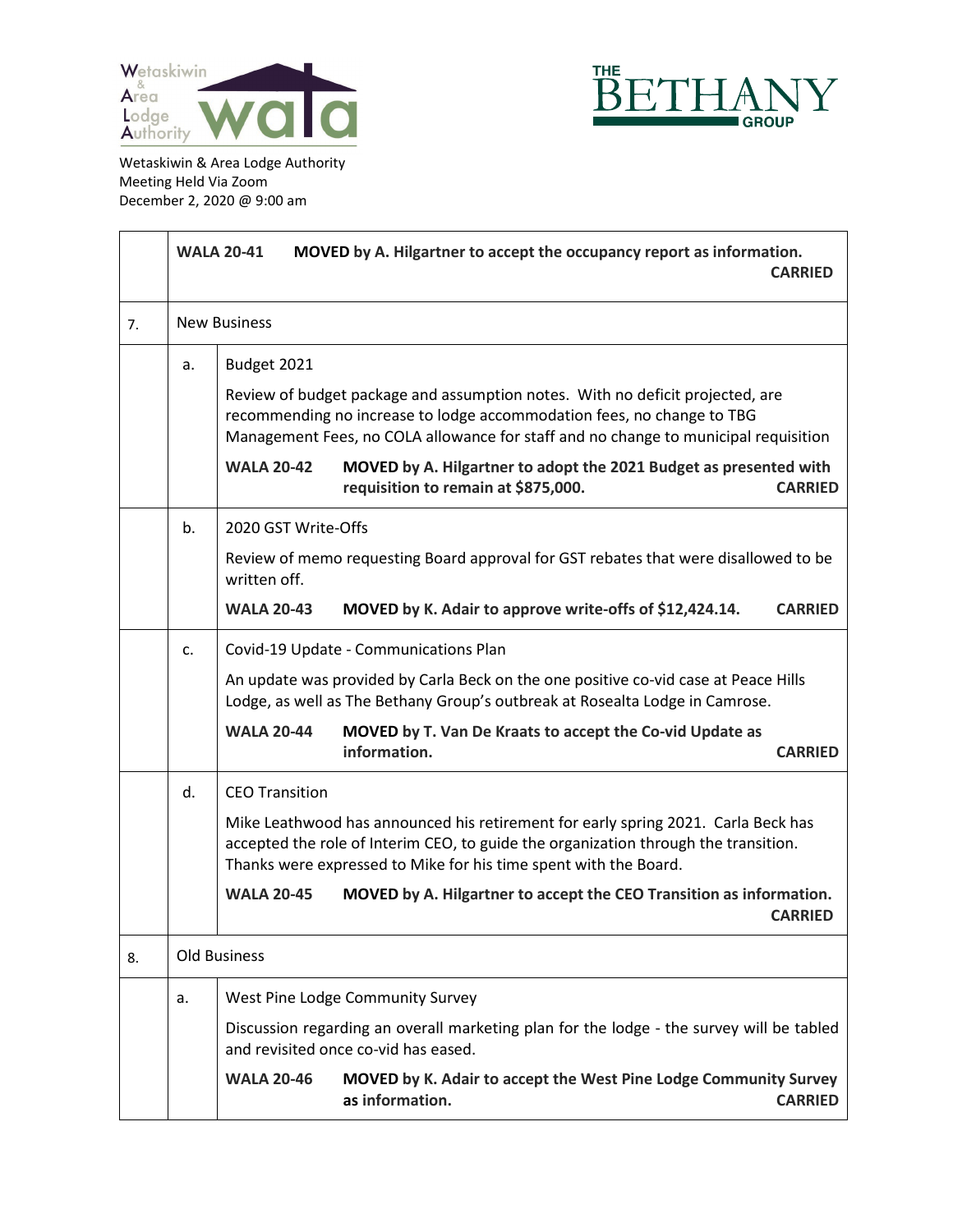Wetaskiwin & Area Lodge Authority
Meeting Held Via Zoom
December 2, 2020 @ 9:00 am

| | | |
|---|---|---|
| | **WALA 20-41** **MOVED by A. Hilgartner to accept the occupancy report as information.** **CARRIED** | |
| 7. | New Business | |
| | a. | Budget 2021<br><br>Review of budget package and assumption notes. With no deficit projected, are recommending no increase to lodge accommodation fees, no change to TBG Management Fees, no COLA allowance for staff and no change to municipal requisition<br><br>**WALA 20-42** **MOVED by A. Hilgartner to adopt the 2021 Budget as presented with requisition to remain at $875,000.** **CARRIED** |
| | b. | 2020 GST Write-Offs<br><br>Review of memo requesting Board approval for GST rebates that were disallowed to be written off.<br><br>**WALA 20-43** **MOVED by K. Adair to approve write-offs of $12,424.14.** **CARRIED** |
| | c. | Covid-19 Update - Communications Plan<br><br>An update was provided by Carla Beck on the one positive co-vid case at Peace Hills Lodge, as well as The Bethany Group's outbreak at Rosealta Lodge in Camrose.<br><br>**WALA 20-44** **MOVED by T. Van De Kraats to accept the Co-vid Update as information.** **CARRIED** |
| | d. | CEO Transition<br><br>Mike Leathwood has announced his retirement for early spring 2021. Carla Beck has accepted the role of Interim CEO, to guide the organization through the transition. Thanks were expressed to Mike for his time spent with the Board.<br><br>**WALA 20-45** **MOVED by A. Hilgartner to accept the CEO Transition as information.** **CARRIED** |
| 8. | Old Business | |
| | a. | West Pine Lodge Community Survey<br><br>Discussion regarding an overall marketing plan for the lodge - the survey will be tabled and revisited once co-vid has eased.<br><br>**WALA 20-46** **MOVED by K. Adair to accept the West Pine Lodge Community Survey as information.** **CARRIED** |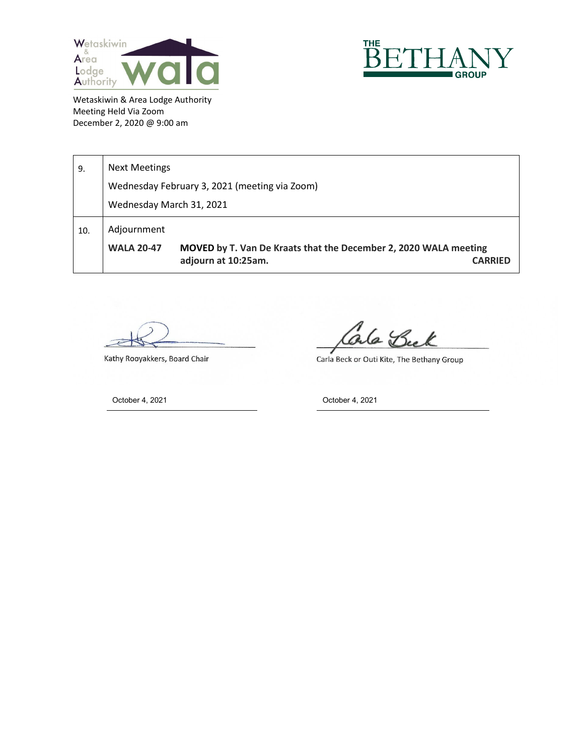Wetaskiwin & Area Lodge Authority
Meeting Held Via Zoom
December 2, 2020 @ 9:00 am

| | |
|---|---|
| 9. | Next Meetings<br>Wednesday February 3, 2021 (meeting via Zoom)<br>Wednesday March 31, 2021 |
| 10. | Adjournment<br>**WALA 20-47** **MOVED by T. Van De Kraats that the December 2, 2020 WALA meeting adjourn at 10:25am.** **CARRIED** |

Kathy Rooyakkers, Board Chair

October 4, 2021

Carla Beck or Outi Kite, The Bethany Group

October 4, 2021